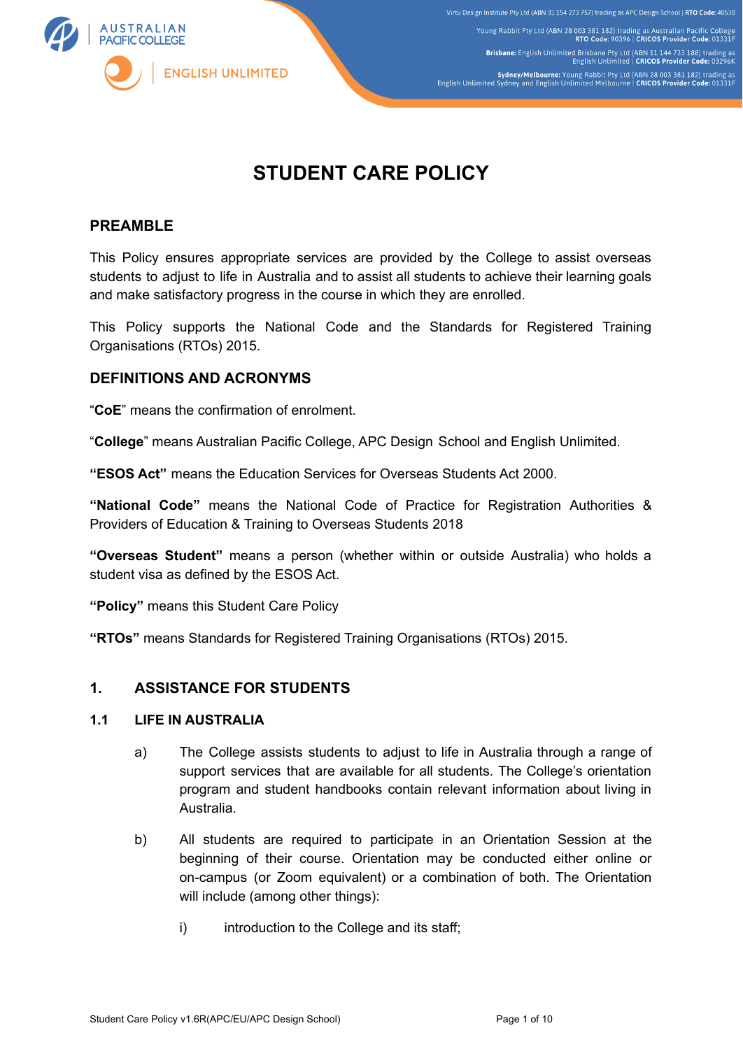# STUDENT CARE POLICY

## PREAMBLE

This Policy ensures appropriate services are provided by the College to assist overseas students to adjust to life in Australia and to assist all students to achieve their learning goals and make satisfactory progress in the course in which they are enrolled.

This Policy supports the National Code and the Standards for Registered Training Organisations (RTOs) 2015.

## DEFINITIONS AND ACRONYMS

"**CoE**" means the confirmation of enrolment.

"**College**" means Australian Pacific College, APC Design School and English Unlimited.

**"ESOS Act"** means the Education Services for Overseas Students Act 2000.

**"National Code"** means the National Code of Practice for Registration Authorities & Providers of Education & Training to Overseas Students 2018

**"Overseas Student"** means a person (whether within or outside Australia) who holds a student visa as defined by the ESOS Act.

**"Policy"** means this Student Care Policy

**"RTOs"** means Standards for Registered Training Organisations (RTOs) 2015.

## 1. ASSISTANCE FOR STUDENTS

### 1.1 LIFE IN AUSTRALIA

a) The College assists students to adjust to life in Australia through a range of support services that are available for all students. The College's orientation program and student handbooks contain relevant information about living in Australia.

b) All students are required to participate in an Orientation Session at the beginning of their course. Orientation may be conducted either online or on-campus (or Zoom equivalent) or a combination of both. The Orientation will include (among other things):

   i) introduction to the College and its staff;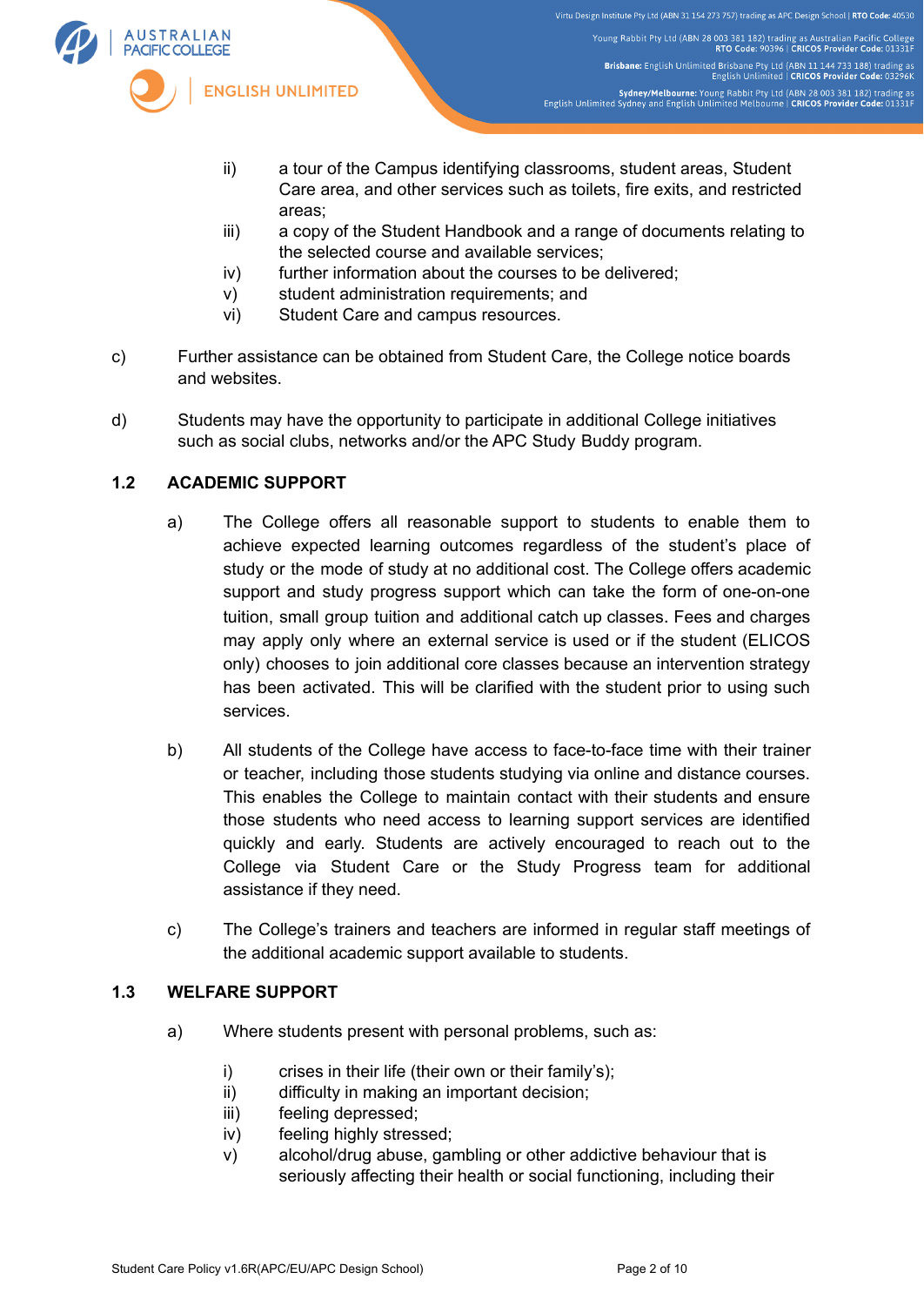ii) a tour of the Campus identifying classrooms, student areas, Student Care area, and other services such as toilets, fire exits, and restricted areas;

iii) a copy of the Student Handbook and a range of documents relating to the selected course and available services;

iv) further information about the courses to be delivered;

v) student administration requirements; and

vi) Student Care and campus resources.

c) Further assistance can be obtained from Student Care, the College notice boards and websites.

d) Students may have the opportunity to participate in additional College initiatives such as social clubs, networks and/or the APC Study Buddy program.

### 1.2 ACADEMIC SUPPORT

a) The College offers all reasonable support to students to enable them to achieve expected learning outcomes regardless of the student's place of study or the mode of study at no additional cost. The College offers academic support and study progress support which can take the form of one-on-one tuition, small group tuition and additional catch up classes. Fees and charges may apply only where an external service is used or if the student (ELICOS only) chooses to join additional core classes because an intervention strategy has been activated. This will be clarified with the student prior to using such services.

b) All students of the College have access to face-to-face time with their trainer or teacher, including those students studying via online and distance courses. This enables the College to maintain contact with their students and ensure those students who need access to learning support services are identified quickly and early. Students are actively encouraged to reach out to the College via Student Care or the Study Progress team for additional assistance if they need.

c) The College's trainers and teachers are informed in regular staff meetings of the additional academic support available to students.

### 1.3 WELFARE SUPPORT

a) Where students present with personal problems, such as:

i) crises in their life (their own or their family's);

ii) difficulty in making an important decision;

iii) feeling depressed;

iv) feeling highly stressed;

v) alcohol/drug abuse, gambling or other addictive behaviour that is seriously affecting their health or social functioning, including their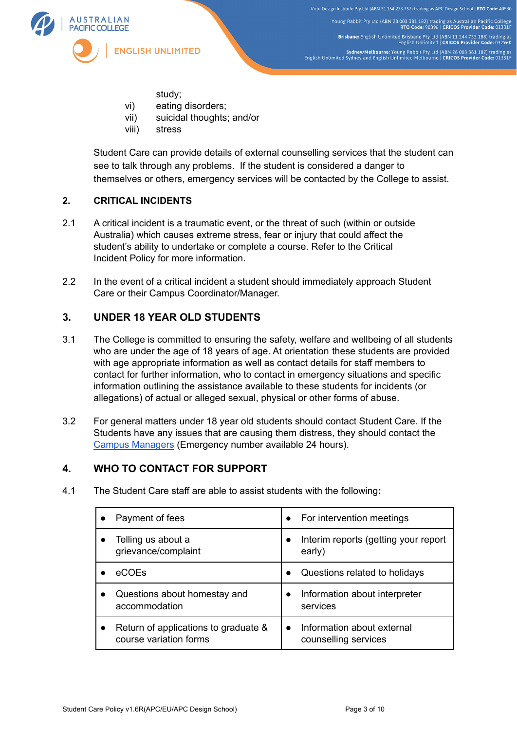study;

vi) eating disorders;

vii) suicidal thoughts; and/or

viii) stress

Student Care can provide details of external counselling services that the student can see to talk through any problems. If the student is considered a danger to themselves or others, emergency services will be contacted by the College to assist.

## 2. CRITICAL INCIDENTS

2.1 A critical incident is a traumatic event, or the threat of such (within or outside Australia) which causes extreme stress, fear or injury that could affect the student's ability to undertake or complete a course. Refer to the Critical Incident Policy for more information.

2.2 In the event of a critical incident a student should immediately approach Student Care or their Campus Coordinator/Manager.

## 3. UNDER 18 YEAR OLD STUDENTS

3.1 The College is committed to ensuring the safety, welfare and wellbeing of all students who are under the age of 18 years of age. At orientation these students are provided with age appropriate information as well as contact details for staff members to contact for further information, who to contact in emergency situations and specific information outlining the assistance available to these students for incidents (or allegations) of actual or alleged sexual, physical or other forms of abuse.

3.2 For general matters under 18 year old students should contact Student Care. If the Students have any issues that are causing them distress, they should contact the Campus Managers (Emergency number available 24 hours).

## 4. WHO TO CONTACT FOR SUPPORT

4.1 The Student Care staff are able to assist students with the following**:**

| | |
|---|---|
| • Payment of fees | • For intervention meetings |
| • Telling us about a grievance/complaint | • Interim reports (getting your report early) |
| • eCOEs | • Questions related to holidays |
| • Questions about homestay and accommodation | • Information about interpreter services |
| • Return of applications to graduate & course variation forms | • Information about external counselling services |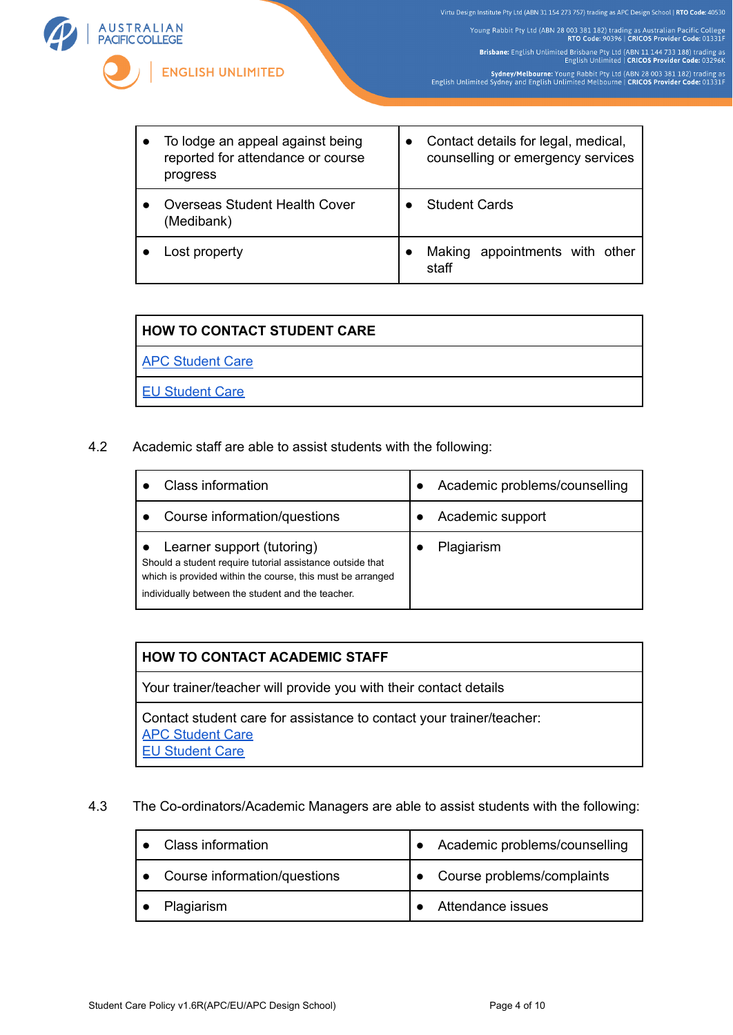| | |
|---|---|
| ● To lodge an appeal against being reported for attendance or course progress | ● Contact details for legal, medical, counselling or emergency services |
| ● Overseas Student Health Cover (Medibank) | ● Student Cards |
| ● Lost property | ● Making appointments with other staff |

| HOW TO CONTACT STUDENT CARE |
|---|
| [APC Student Care] |
| [EU Student Care] |

4.2 Academic staff are able to assist students with the following:

| | |
|---|---|
| ● Class information | ● Academic problems/counselling |
| ● Course information/questions | ● Academic support |
| ● Learner support (tutoring)<br>Should a student require tutorial assistance outside that which is provided within the course, this must be arranged individually between the student and the teacher. | ● Plagiarism |

| HOW TO CONTACT ACADEMIC STAFF |
|---|
| Your trainer/teacher will provide you with their contact details |
| Contact student care for assistance to contact your trainer/teacher:<br>[APC Student Care]<br>[EU Student Care] |

4.3 The Co-ordinators/Academic Managers are able to assist students with the following:

| | |
|---|---|
| ● Class information | ● Academic problems/counselling |
| ● Course information/questions | ● Course problems/complaints |
| ● Plagiarism | ● Attendance issues |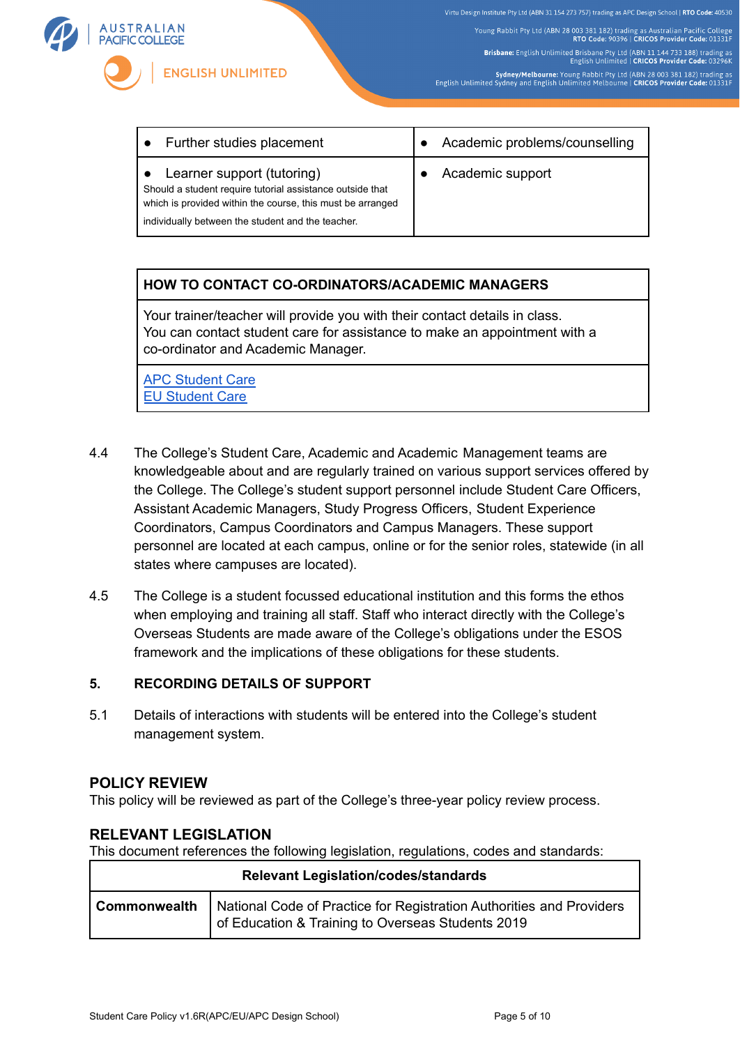| • Further studies placement | • Academic problems/counselling |
| --- | --- |
| • Learner support (tutoring)<br>Should a student require tutorial assistance outside that which is provided within the course, this must be arranged individually between the student and the teacher. | • Academic support |

| HOW TO CONTACT CO-ORDINATORS/ACADEMIC MANAGERS |
| --- |
| Your trainer/teacher will provide you with their contact details in class.<br>You can contact student care for assistance to make an appointment with a co-ordinator and Academic Manager. |
| APC Student Care<br>EU Student Care |

4.4 The College's Student Care, Academic and Academic Management teams are knowledgeable about and are regularly trained on various support services offered by the College. The College's student support personnel include Student Care Officers, Assistant Academic Managers, Study Progress Officers, Student Experience Coordinators, Campus Coordinators and Campus Managers. These support personnel are located at each campus, online or for the senior roles, statewide (in all states where campuses are located).

4.5 The College is a student focussed educational institution and this forms the ethos when employing and training all staff. Staff who interact directly with the College's Overseas Students are made aware of the College's obligations under the ESOS framework and the implications of these obligations for these students.

## 5. RECORDING DETAILS OF SUPPORT

5.1 Details of interactions with students will be entered into the College's student management system.

## POLICY REVIEW

This policy will be reviewed as part of the College's three-year policy review process.

## RELEVANT LEGISLATION

This document references the following legislation, regulations, codes and standards:

| Relevant Legislation/codes/standards | |
| --- | --- |
| **Commonwealth** | National Code of Practice for Registration Authorities and Providers of Education & Training to Overseas Students 2019 |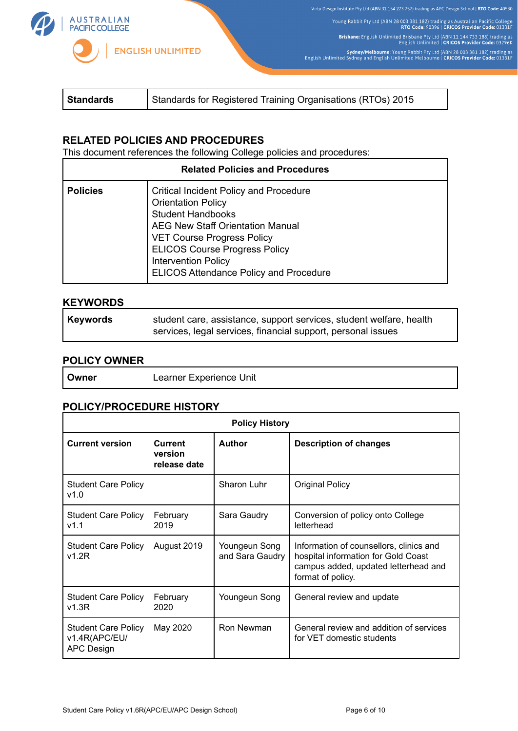| **Standards** | Standards for Registered Training Organisations (RTOs) 2015 |
|---|---|

## RELATED POLICIES AND PROCEDURES

This document references the following College policies and procedures:

| Related Policies and Procedures | |
|---|---|
| **Policies** | Critical Incident Policy and Procedure<br>Orientation Policy<br>Student Handbooks<br>AEG New Staff Orientation Manual<br>VET Course Progress Policy<br>ELICOS Course Progress Policy<br>Intervention Policy<br>ELICOS Attendance Policy and Procedure |

## KEYWORDS

| **Keywords** | student care, assistance, support services, student welfare, health services, legal services, financial support, personal issues |
|---|---|

## POLICY OWNER

| **Owner** | Learner Experience Unit |
|---|---|

## POLICY/PROCEDURE HISTORY

| Policy History | | | |
|---|---|---|---|
| **Current version** | **Current version release date** | **Author** | **Description of changes** |
| Student Care Policy v1.0 | | Sharon Luhr | Original Policy |
| Student Care Policy v1.1 | February 2019 | Sara Gaudry | Conversion of policy onto College letterhead |
| Student Care Policy v1.2R | August 2019 | Youngeun Song and Sara Gaudry | Information of counsellors, clinics and hospital information for Gold Coast campus added, updated letterhead and format of policy. |
| Student Care Policy v1.3R | February 2020 | Youngeun Song | General review and update |
| Student Care Policy v1.4R(APC/EU/ APC Design | May 2020 | Ron Newman | General review and addition of services for VET domestic students |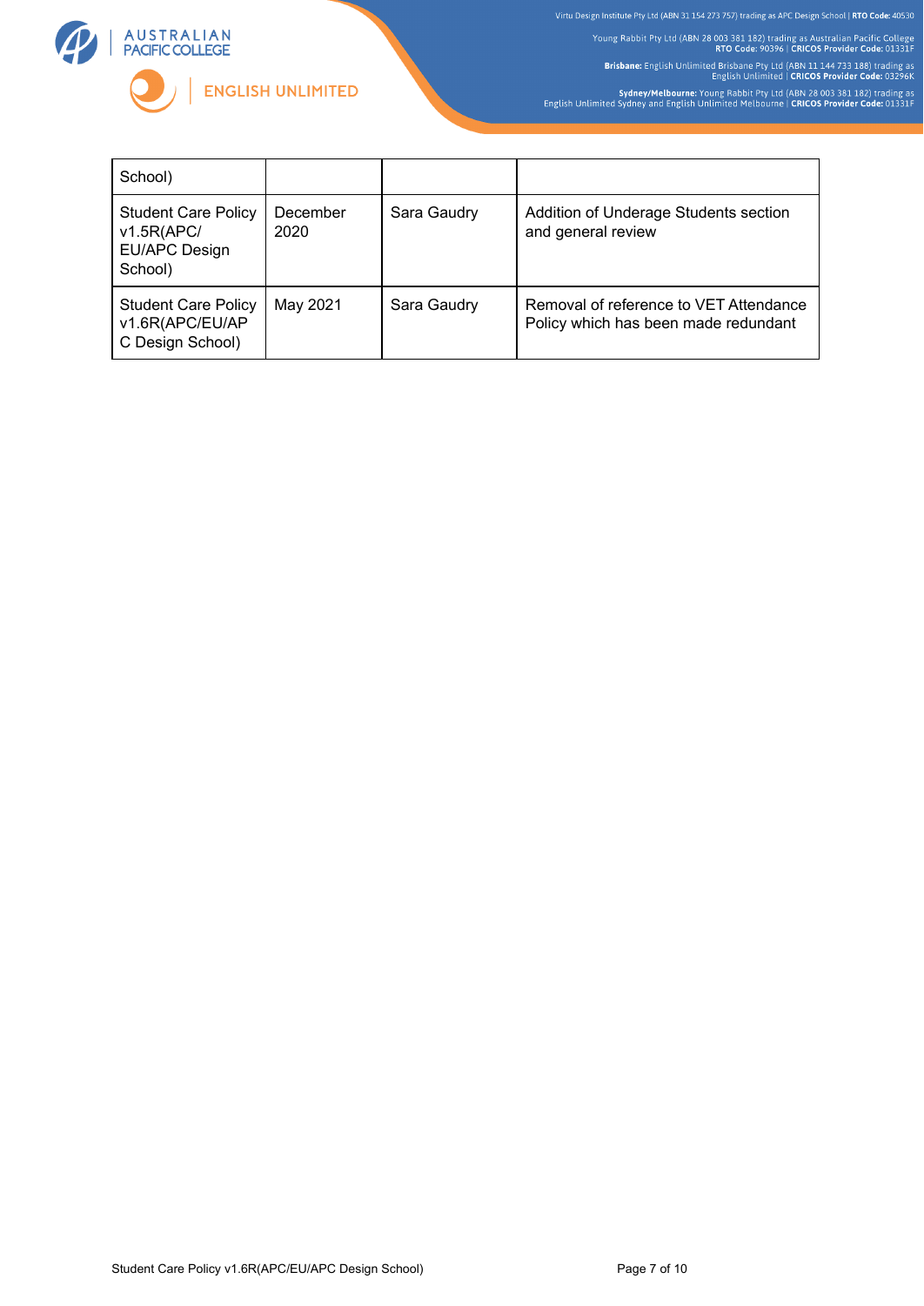| School) | | | |
|---|---|---|---|
| Student Care Policy v1.5R(APC/ EU/APC Design School) | December 2020 | Sara Gaudry | Addition of Underage Students section and general review |
| Student Care Policy v1.6R(APC/EU/APC Design School) | May 2021 | Sara Gaudry | Removal of reference to VET Attendance Policy which has been made redundant |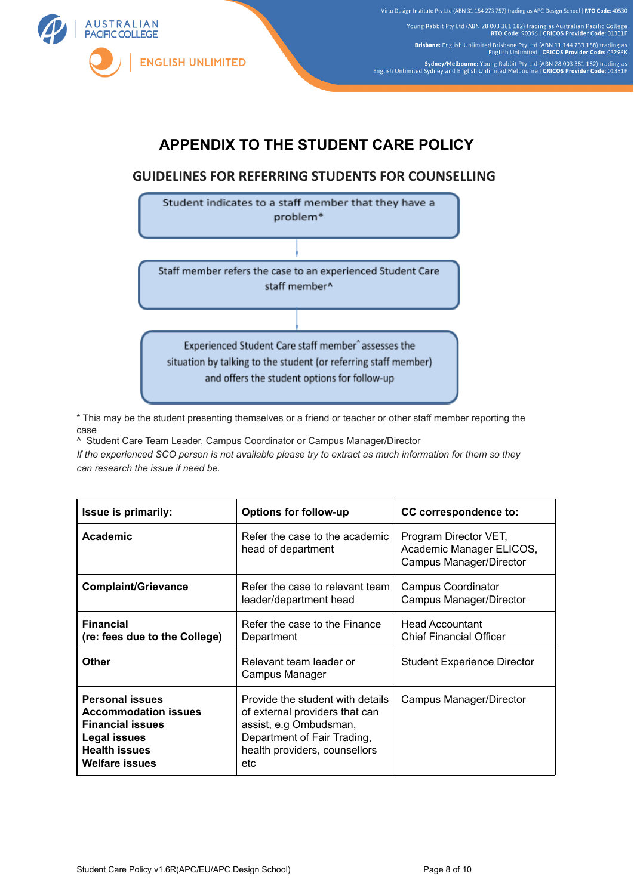# APPENDIX TO THE STUDENT CARE POLICY

## GUIDELINES FOR REFERRING STUDENTS FOR COUNSELLING

Student indicates to a staff member that they have a problem*

↓

Staff member refers the case to an experienced Student Care staff member^

↓

Experienced Student Care staff member^ assesses the situation by talking to the student (or referring staff member) and offers the student options for follow-up

* This may be the student presenting themselves or a friend or teacher or other staff member reporting the case

^ Student Care Team Leader, Campus Coordinator or Campus Manager/Director

*If the experienced SCO person is not available please try to extract as much information for them so they can research the issue if need be.*

| Issue is primarily: | Options for follow-up | CC correspondence to: |
|---|---|---|
| **Academic** | Refer the case to the academic head of department | Program Director VET, Academic Manager ELICOS, Campus Manager/Director |
| **Complaint/Grievance** | Refer the case to relevant team leader/department head | Campus Coordinator Campus Manager/Director |
| **Financial (re: fees due to the College)** | Refer the case to the Finance Department | Head Accountant Chief Financial Officer |
| **Other** | Relevant team leader or Campus Manager | Student Experience Director |
| **Personal issues Accommodation issues Financial issues Legal issues Health issues Welfare issues** | Provide the student with details of external providers that can assist, e.g Ombudsman, Department of Fair Trading, health providers, counsellors etc | Campus Manager/Director |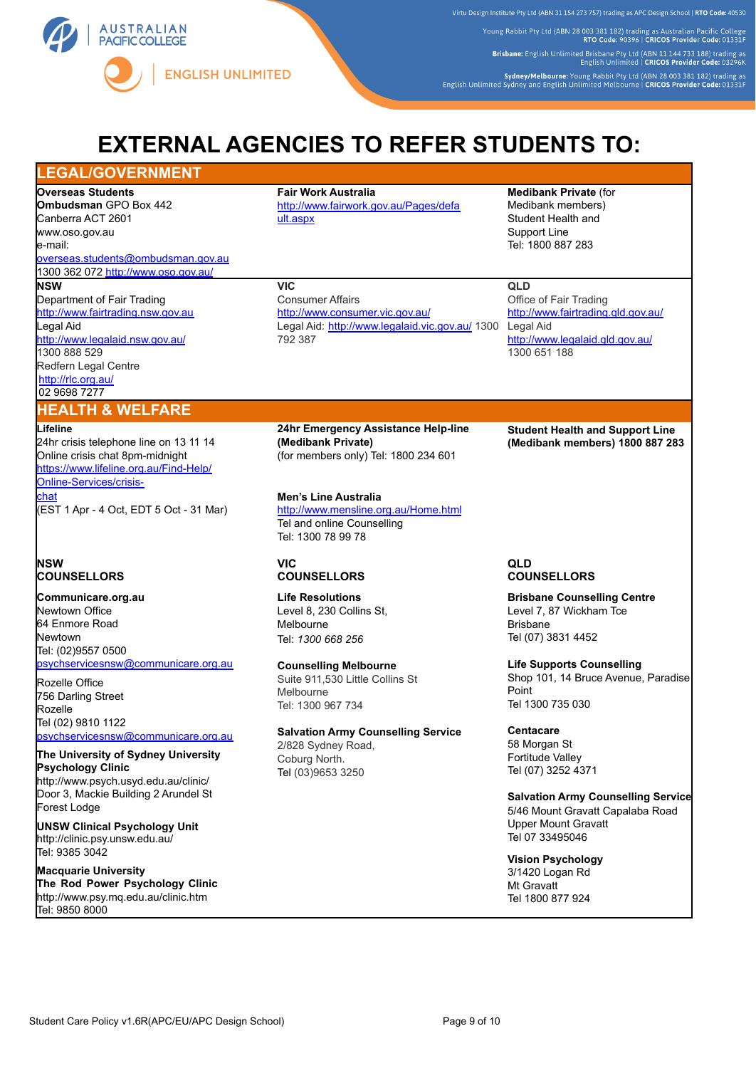# EXTERNAL AGENCIES TO REFER STUDENTS TO:

## LEGAL/GOVERNMENT

**Overseas Students Ombudsman** GPO Box 442
Canberra ACT 2601
www.oso.gov.au
e-mail:
overseas.students@ombudsman.gov.au
1300 362 072 http://www.oso.gov.au/

**Fair Work Australia**
http://www.fairwork.gov.au/Pages/default.aspx

**Medibank Private** (for Medibank members)
Student Health and Support Line
Tel: 1800 887 283

**NSW**
Department of Fair Trading
http://www.fairtrading.nsw.gov.au
Legal Aid
http://www.legalaid.nsw.gov.au/
1300 888 529
Redfern Legal Centre
http://rlc.org.au/
02 9698 7277

**VIC**
Consumer Affairs
http://www.consumer.vic.gov.au/
Legal Aid: http://www.legalaid.vic.gov.au/ 1300 792 387

**QLD**
Office of Fair Trading
http://www.fairtrading.qld.gov.au/
Legal Aid
http://www.legalaid.qld.gov.au/
1300 651 188

## HEALTH & WELFARE

**Lifeline**
24hr crisis telephone line on 13 11 14
Online crisis chat 8pm-midnight
https://www.lifeline.org.au/Find-Help/Online-Services/crisis-chat
(EST 1 Apr - 4 Oct, EDT 5 Oct - 31 Mar)

**24hr Emergency Assistance Help-line (Medibank Private)**
(for members only) Tel: 1800 234 601

**Men's Line Australia**
http://www.mensline.org.au/Home.html
Tel and online Counselling
Tel: 1300 78 99 78

**Student Health and Support Line (Medibank members) 1800 887 283**

### NSW COUNSELLORS

**Communicare.org.au**
Newtown Office
64 Enmore Road
Newtown
Tel: (02)9557 0500
psychservicesnsw@communicare.org.au

Rozelle Office
756 Darling Street
Rozelle
Tel (02) 9810 1122
psychservicesnsw@communicare.org.au

**The University of Sydney University Psychology Clinic**
http://www.psych.usyd.edu.au/clinic/
Door 3, Mackie Building 2 Arundel St
Forest Lodge

**UNSW Clinical Psychology Unit**
http://clinic.psy.unsw.edu.au/
Tel: 9385 3042

**Macquarie University**
**The Rod Power Psychology Clinic**
http://www.psy.mq.edu.au/clinic.htm
Tel: 9850 8000

### VIC COUNSELLORS

**Life Resolutions**
Level 8, 230 Collins St,
Melbourne
Tel: *1300 668 256*

**Counselling Melbourne**
Suite 911,530 Little Collins St
Melbourne
Tel: 1300 967 734

**Salvation Army Counselling Service**
2/828 Sydney Road,
Coburg North.
Tel (03)9653 3250

### QLD COUNSELLORS

**Brisbane Counselling Centre**
Level 7, 87 Wickham Tce
Brisbane
Tel (07) 3831 4452

**Life Supports Counselling**
Shop 101, 14 Bruce Avenue, Paradise Point
Tel 1300 735 030

**Centacare**
58 Morgan St
Fortitude Valley
Tel (07) 3252 4371

**Salvation Army Counselling Service**
5/46 Mount Gravatt Capalaba Road
Upper Mount Gravatt
Tel 07 33495046

**Vision Psychology**
3/1420 Logan Rd
Mt Gravatt
Tel 1800 877 924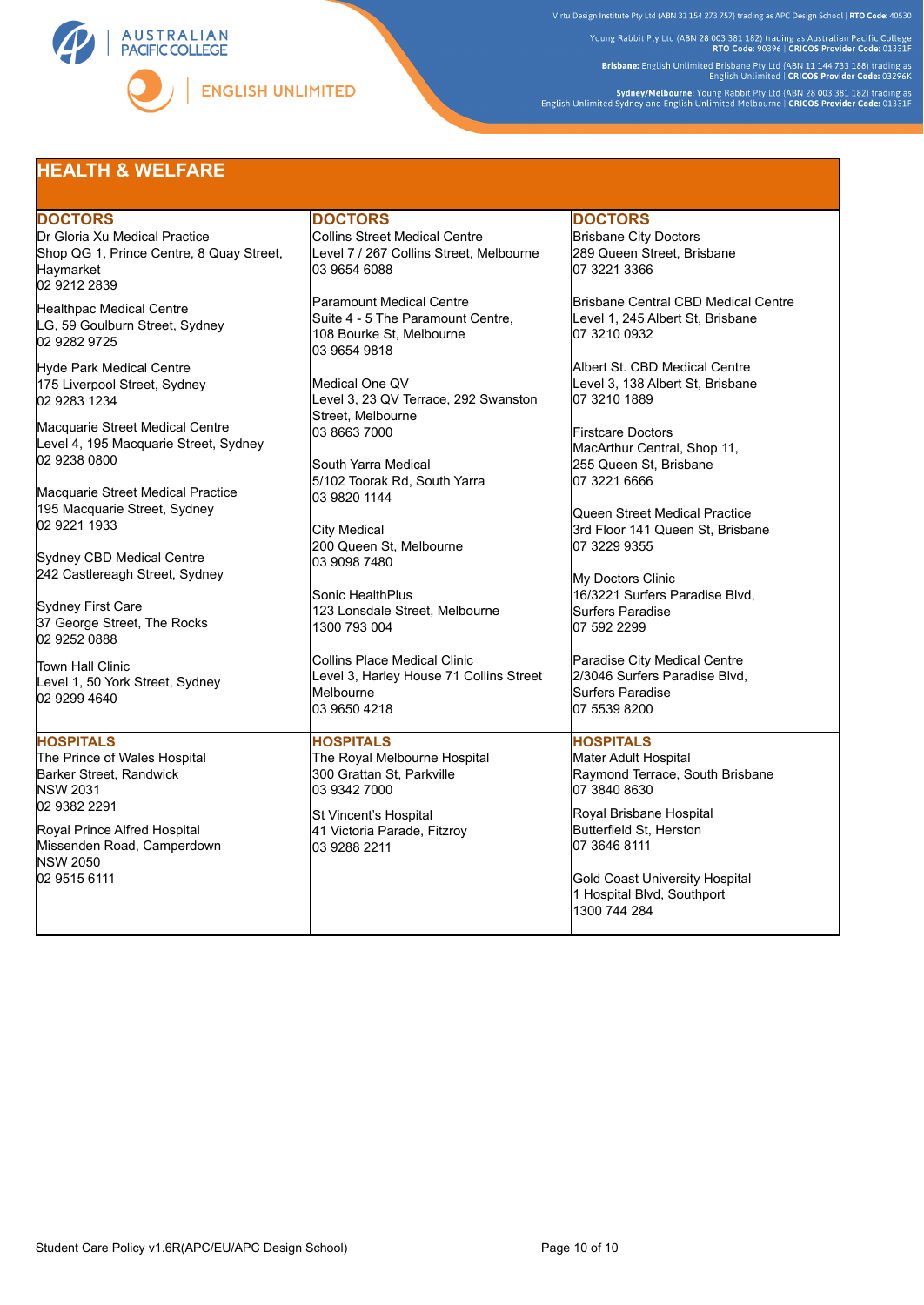## HEALTH & WELFARE

| | | |
|---|---|---|
| **DOCTORS**<br>Dr Gloria Xu Medical Practice<br>Shop QG 1, Prince Centre, 8 Quay Street, Haymarket<br>02 9212 2839<br><br>Healthpac Medical Centre<br>LG, 59 Goulburn Street, Sydney<br>02 9282 9725<br><br>Hyde Park Medical Centre<br>175 Liverpool Street, Sydney<br>02 9283 1234<br><br>Macquarie Street Medical Centre<br>Level 4, 195 Macquarie Street, Sydney<br>02 9238 0800<br><br>Macquarie Street Medical Practice<br>195 Macquarie Street, Sydney<br>02 9221 1933<br><br>Sydney CBD Medical Centre<br>242 Castlereagh Street, Sydney<br><br>Sydney First Care<br>37 George Street, The Rocks<br>02 9252 0888<br><br>Town Hall Clinic<br>Level 1, 50 York Street, Sydney<br>02 9299 4640 | **DOCTORS**<br>Collins Street Medical Centre<br>Level 7 / 267 Collins Street, Melbourne<br>03 9654 6088<br><br>Paramount Medical Centre<br>Suite 4 - 5 The Paramount Centre, 108 Bourke St, Melbourne<br>03 9654 9818<br><br>Medical One QV<br>Level 3, 23 QV Terrace, 292 Swanston Street, Melbourne<br>03 8663 7000<br><br>South Yarra Medical<br>5/102 Toorak Rd, South Yarra<br>03 9820 1144<br><br>City Medical<br>200 Queen St, Melbourne<br>03 9098 7480<br><br>Sonic HealthPlus<br>123 Lonsdale Street, Melbourne<br>1300 793 004<br><br>Collins Place Medical Clinic<br>Level 3, Harley House 71 Collins Street Melbourne<br>03 9650 4218 | **DOCTORS**<br>Brisbane City Doctors<br>289 Queen Street, Brisbane<br>07 3221 3366<br><br>Brisbane Central CBD Medical Centre<br>Level 1, 245 Albert St, Brisbane<br>07 3210 0932<br><br>Albert St. CBD Medical Centre<br>Level 3, 138 Albert St, Brisbane<br>07 3210 1889<br><br>Firstcare Doctors<br>MacArthur Central, Shop 11, 255 Queen St, Brisbane<br>07 3221 6666<br><br>Queen Street Medical Practice<br>3rd Floor 141 Queen St, Brisbane<br>07 3229 9355<br><br>My Doctors Clinic<br>16/3221 Surfers Paradise Blvd, Surfers Paradise<br>07 592 2299<br><br>Paradise City Medical Centre<br>2/3046 Surfers Paradise Blvd, Surfers Paradise<br>07 5539 8200 |
| **HOSPITALS**<br>The Prince of Wales Hospital<br>Barker Street, Randwick<br>NSW 2031<br>02 9382 2291<br><br>Royal Prince Alfred Hospital<br>Missenden Road, Camperdown<br>NSW 2050<br>02 9515 6111 | **HOSPITALS**<br>The Royal Melbourne Hospital<br>300 Grattan St, Parkville<br>03 9342 7000<br><br>St Vincent's Hospital<br>41 Victoria Parade, Fitzroy<br>03 9288 2211 | **HOSPITALS**<br>Mater Adult Hospital<br>Raymond Terrace, South Brisbane<br>07 3840 8630<br><br>Royal Brisbane Hospital<br>Butterfield St, Herston<br>07 3646 8111<br><br>Gold Coast University Hospital<br>1 Hospital Blvd, Southport<br>1300 744 284 |